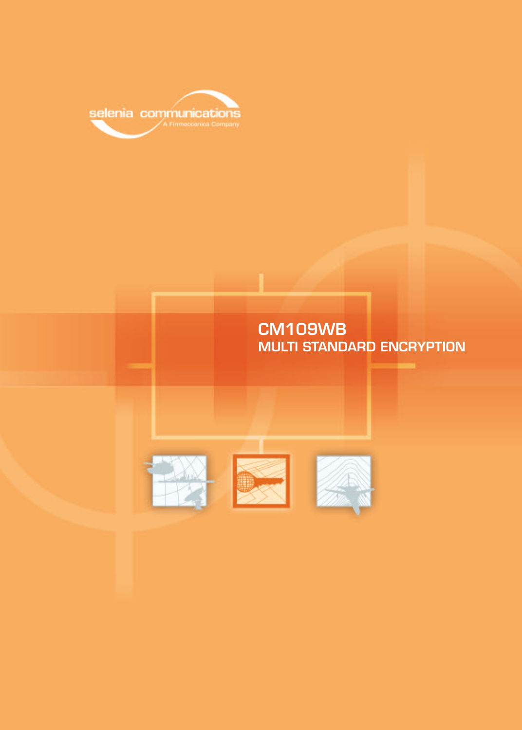selenia communications

A Finmeccanica Company

# CM109WB

## MULTI STANDARD ENCRYPTION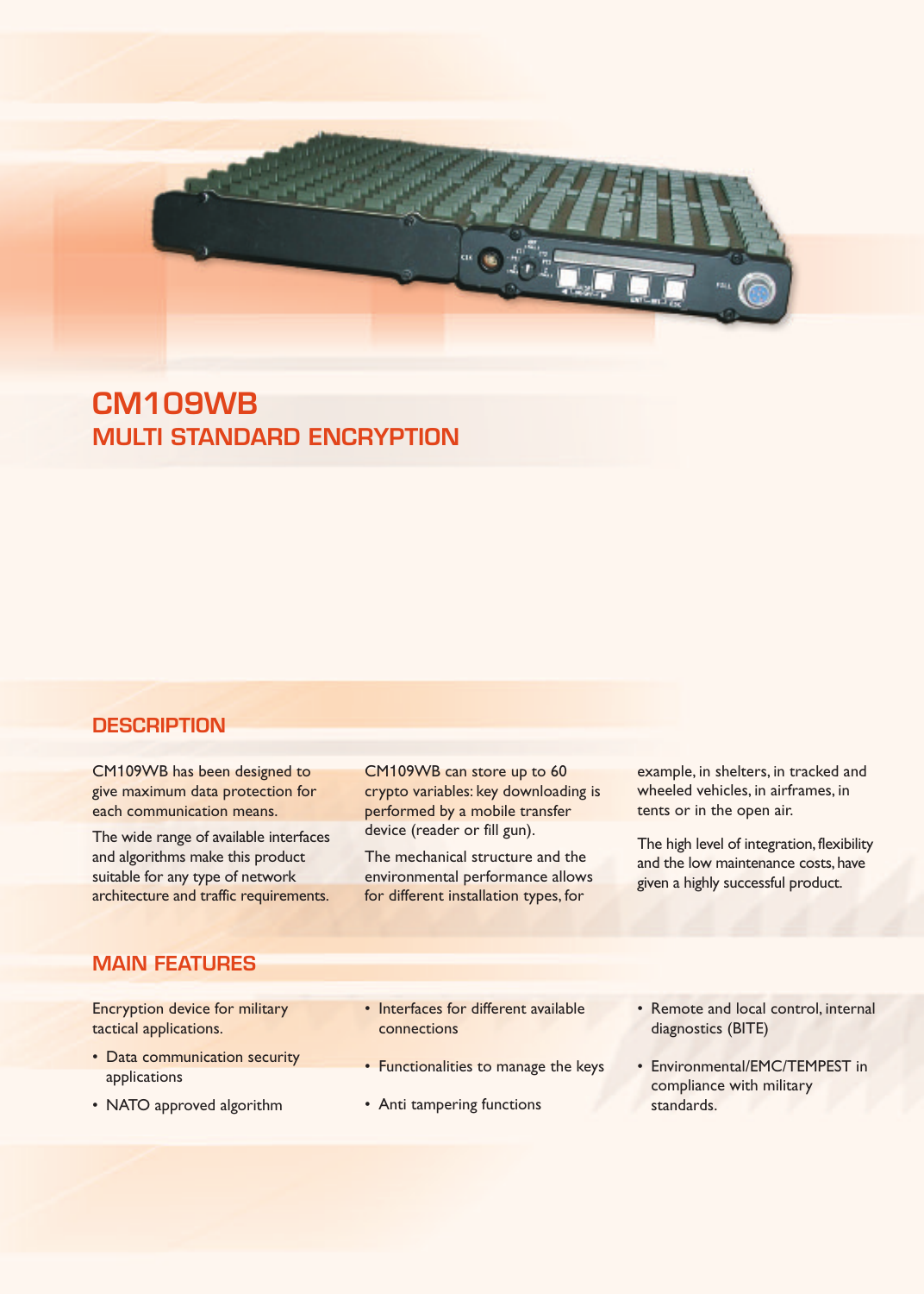# CM109WB

## MULTI STANDARD ENCRYPTION

## DESCRIPTION

CM109WB has been designed to give maximum data protection for each communication means.

The wide range of available interfaces and algorithms make this product suitable for any type of network architecture and traffic requirements.

CM109WB can store up to 60 crypto variables: key downloading is performed by a mobile transfer device (reader or fill gun).

The mechanical structure and the environmental performance allows for different installation types, for example, in shelters, in tracked and wheeled vehicles, in airframes, in tents or in the open air.

The high level of integration, flexibility and the low maintenance costs, have given a highly successful product.

## MAIN FEATURES

Encryption device for military tactical applications.

- Data communication security applications
- NATO approved algorithm
- Interfaces for different available connections
- Functionalities to manage the keys
- Anti tampering functions
- Remote and local control, internal diagnostics (BITE)
- Environmental/EMC/TEMPEST in compliance with military standards.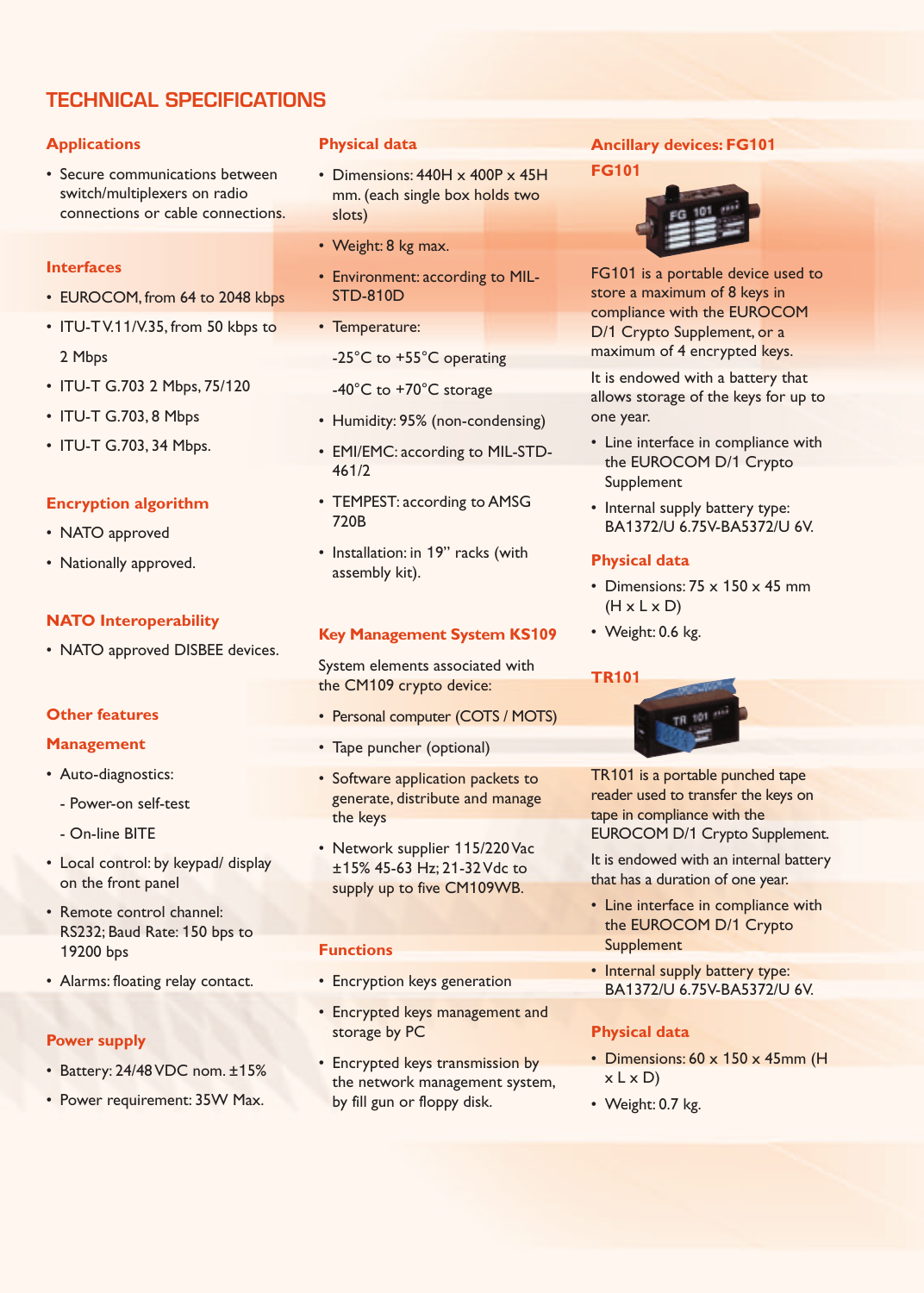# TECHNICAL SPECIFICATIONS

## Applications

- Secure communications between switch/multiplexers on radio connections or cable connections.

## Interfaces

- EUROCOM, from 64 to 2048 kbps
- ITU-T V.11/V.35, from 50 kbps to 2 Mbps
- ITU-T G.703 2 Mbps, 75/120
- ITU-T G.703, 8 Mbps
- ITU-T G.703, 34 Mbps.

## Encryption algorithm

- NATO approved
- Nationally approved.

## NATO Interoperability

- NATO approved DISBEE devices.

## Other features

## Management

- Auto-diagnostics:
  - Power-on self-test
  - On-line BITE
- Local control: by keypad/ display on the front panel
- Remote control channel: RS232; Baud Rate: 150 bps to 19200 bps
- Alarms: floating relay contact.

## Power supply

- Battery: 24/48 VDC nom. ±15%
- Power requirement: 35W Max.

## Physical data

- Dimensions: 440H x 400P x 45H mm. (each single box holds two slots)
- Weight: 8 kg max.
- Environment: according to MIL-STD-810D
- Temperature:

  -25°C to +55°C operating

  -40°C to +70°C storage
- Humidity: 95% (non-condensing)
- EMI/EMC: according to MIL-STD-461/2
- TEMPEST: according to AMSG 720B
- Installation: in 19” racks (with assembly kit).

## Key Management System KS109

System elements associated with the CM109 crypto device:

- Personal computer (COTS / MOTS)
- Tape puncher (optional)
- Software application packets to generate, distribute and manage the keys
- Network supplier 115/220 Vac ±15% 45-63 Hz; 21-32 Vdc to supply up to five CM109WB.

## Functions

- Encryption keys generation
- Encrypted keys management and storage by PC
- Encrypted keys transmission by the network management system, by fill gun or floppy disk.

## Ancillary devices: FG101

### FG101

FG101 is a portable device used to store a maximum of 8 keys in compliance with the EUROCOM D/1 Crypto Supplement, or a maximum of 4 encrypted keys.

It is endowed with a battery that allows storage of the keys for up to one year.

- Line interface in compliance with the EUROCOM D/1 Crypto Supplement
- Internal supply battery type: BA1372/U 6.75V-BA5372/U 6V.

#### Physical data

- Dimensions: 75 x 150 x 45 mm (H x L x D)
- Weight: 0.6 kg.

### TR101

TR101 is a portable punched tape reader used to transfer the keys on tape in compliance with the EUROCOM D/1 Crypto Supplement.

It is endowed with an internal battery that has a duration of one year.

- Line interface in compliance with the EUROCOM D/1 Crypto Supplement
- Internal supply battery type: BA1372/U 6.75V-BA5372/U 6V.

#### Physical data

- Dimensions: 60 x 150 x 45mm (H x L x D)
- Weight: 0.7 kg.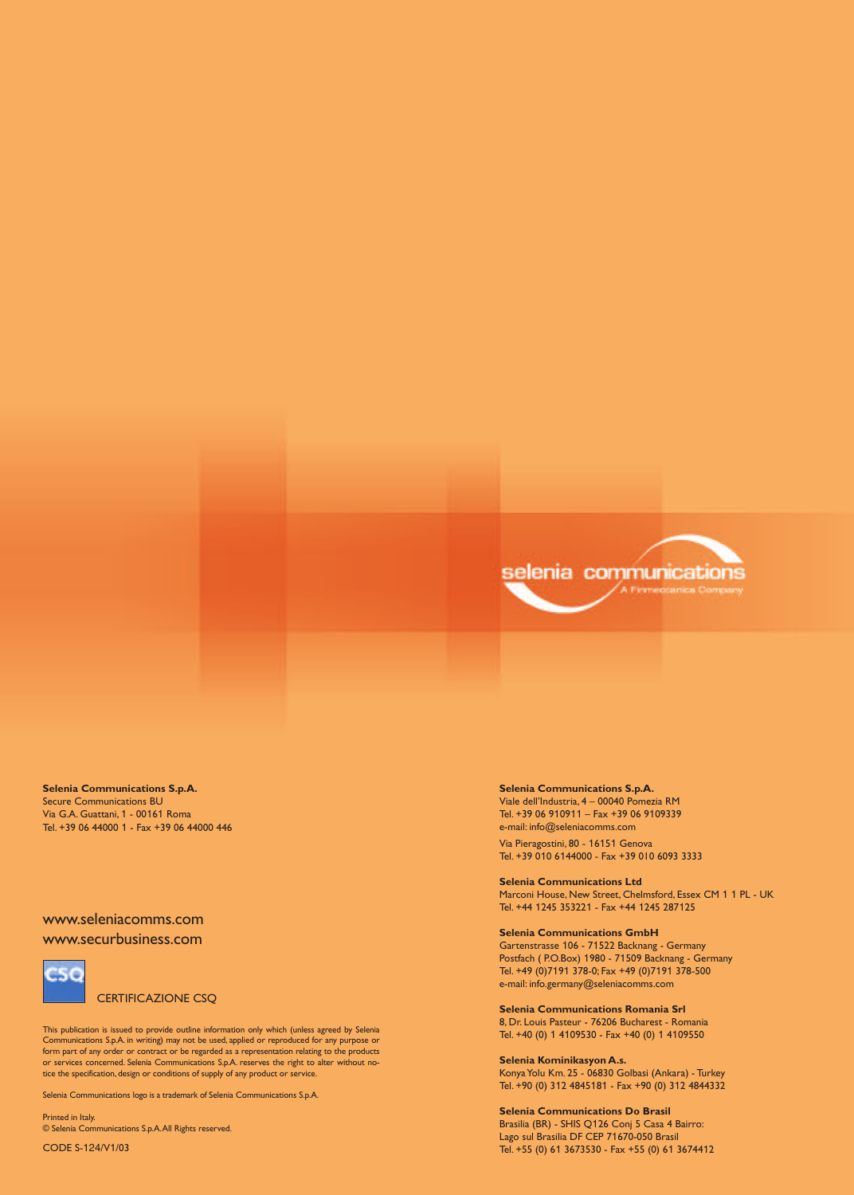selenia communications

A Finmeccanica Company

**Selenia Communications S.p.A.**
Secure Communications BU
Via G.A. Guattani, 1 - 00161 Roma
Tel. +39 06 44000 1 - Fax +39 06 44000 446

www.seleniacomms.com
www.securbusiness.com

CERTIFICAZIONE CSQ

This publication is issued to provide outline information only which (unless agreed by Selenia Communications S.p.A. in writing) may not be used, applied or reproduced for any purpose or form part of any order or contract or be regarded as a representation relating to the products or services concerned. Selenia Communications S.p.A. reserves the right to alter without notice the specification, design or conditions of supply of any product or service.

Selenia Communications logo is a trademark of Selenia Communications S.p.A.

Printed in Italy.
© Selenia Communications S.p.A. All Rights reserved.

CODE S-124/V1/03

**Selenia Communications S.p.A.**
Viale dell'Industria, 4 – 00040 Pomezia RM
Tel. +39 06 910911 – Fax +39 06 9109339
e-mail: info@seleniacomms.com

Via Pieragostini, 80 - 16151 Genova
Tel. +39 010 6144000 - Fax +39 010 6093 3333

**Selenia Communications Ltd**
Marconi House, New Street, Chelmsford, Essex CM 1 1 PL - UK
Tel. +44 1245 353221 - Fax +44 1245 287125

**Selenia Communications GmbH**
Gartenstrasse 106 - 71522 Backnang - Germany
Postfach ( P.O.Box) 1980 - 71509 Backnang - Germany
Tel. +49 (0)7191 378-0; Fax +49 (0)7191 378-500
e-mail: info.germany@seleniacomms.com

**Selenia Communications Romania Srl**
8, Dr. Louis Pasteur - 76206 Bucharest - Romania
Tel. +40 (0) 1 4109530 - Fax +40 (0) 1 4109550

**Selenia Kominikasyon A.s.**
Konya Yolu Km. 25 - 06830 Golbasi (Ankara) - Turkey
Tel. +90 (0) 312 4845181 - Fax +90 (0) 312 4844332

**Selenia Communications Do Brasil**
Brasilia (BR) - SHIS Q126 Conj 5 Casa 4 Bairro:
Lago sul Brasilia DF CEP 71670-050 Brasil
Tel. +55 (0) 61 3673530 - Fax +55 (0) 61 3674412